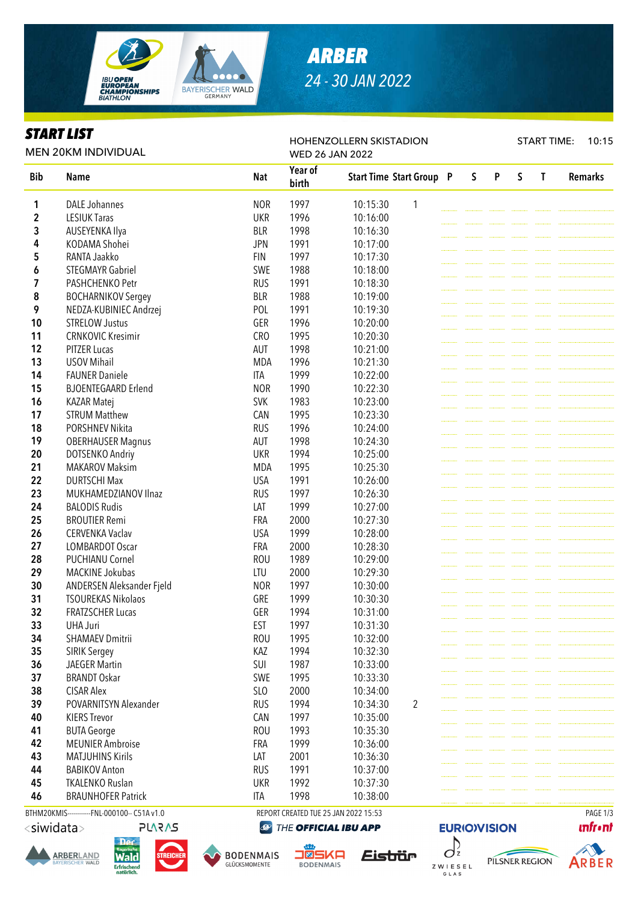# ARBER

## 24 - 30 JAN 2022

## START LIST

MEN 20KM INDIVIDUAL

HOHENZOLLERN SKISTADION
WED 26 JAN 2022

START TIME: 10:15

| Bib | Name | Nat | Year of birth | Start Time | Start Group | P | S | P | S | T | Remarks |
|---|---|---|---|---|---|---|---|---|---|---|---|
| 1 | DALE Johannes | NOR | 1997 | 10:15:30 | 1 | | | | | | |
| 2 | LESIUK Taras | UKR | 1996 | 10:16:00 | | | | | | | |
| 3 | AUSEYENKA Ilya | BLR | 1998 | 10:16:30 | | | | | | | |
| 4 | KODAMA Shohei | JPN | 1991 | 10:17:00 | | | | | | | |
| 5 | RANTA Jaakko | FIN | 1997 | 10:17:30 | | | | | | | |
| 6 | STEGMAYR Gabriel | SWE | 1988 | 10:18:00 | | | | | | | |
| 7 | PASHCHENKO Petr | RUS | 1991 | 10:18:30 | | | | | | | |
| 8 | BOCHARNIKOV Sergey | BLR | 1988 | 10:19:00 | | | | | | | |
| 9 | NEDZA-KUBINIEC Andrzej | POL | 1991 | 10:19:30 | | | | | | | |
| 10 | STRELOW Justus | GER | 1996 | 10:20:00 | | | | | | | |
| 11 | CRNKOVIC Kresimir | CRO | 1995 | 10:20:30 | | | | | | | |
| 12 | PITZER Lucas | AUT | 1998 | 10:21:00 | | | | | | | |
| 13 | USOV Mihail | MDA | 1996 | 10:21:30 | | | | | | | |
| 14 | FAUNER Daniele | ITA | 1999 | 10:22:00 | | | | | | | |
| 15 | BJOENTEGAARD Erlend | NOR | 1990 | 10:22:30 | | | | | | | |
| 16 | KAZAR Matej | SVK | 1983 | 10:23:00 | | | | | | | |
| 17 | STRUM Matthew | CAN | 1995 | 10:23:30 | | | | | | | |
| 18 | PORSHNEV Nikita | RUS | 1996 | 10:24:00 | | | | | | | |
| 19 | OBERHAUSER Magnus | AUT | 1998 | 10:24:30 | | | | | | | |
| 20 | DOTSENKO Andriy | UKR | 1994 | 10:25:00 | | | | | | | |
| 21 | MAKAROV Maksim | MDA | 1995 | 10:25:30 | | | | | | | |
| 22 | DURTSCHI Max | USA | 1991 | 10:26:00 | | | | | | | |
| 23 | MUKHAMEDZIANOV Ilnaz | RUS | 1997 | 10:26:30 | | | | | | | |
| 24 | BALODIS Rudis | LAT | 1999 | 10:27:00 | | | | | | | |
| 25 | BROUTIER Remi | FRA | 2000 | 10:27:30 | | | | | | | |
| 26 | CERVENKA Vaclav | USA | 1999 | 10:28:00 | | | | | | | |
| 27 | LOMBARDOT Oscar | FRA | 2000 | 10:28:30 | | | | | | | |
| 28 | PUCHIANU Cornel | ROU | 1989 | 10:29:00 | | | | | | | |
| 29 | MACKINE Jokubas | LTU | 2000 | 10:29:30 | | | | | | | |
| 30 | ANDERSEN Aleksander Fjeld | NOR | 1997 | 10:30:00 | | | | | | | |
| 31 | TSOUREKAS Nikolaos | GRE | 1999 | 10:30:30 | | | | | | | |
| 32 | FRATZSCHER Lucas | GER | 1994 | 10:31:00 | | | | | | | |
| 33 | UHA Juri | EST | 1997 | 10:31:30 | | | | | | | |
| 34 | SHAMAEV Dmitrii | ROU | 1995 | 10:32:00 | | | | | | | |
| 35 | SIRIK Sergey | KAZ | 1994 | 10:32:30 | | | | | | | |
| 36 | JAEGER Martin | SUI | 1987 | 10:33:00 | | | | | | | |
| 37 | BRANDT Oskar | SWE | 1995 | 10:33:30 | | | | | | | |
| 38 | CISAR Alex | SLO | 2000 | 10:34:00 | | | | | | | |
| 39 | POVARNITSYN Alexander | RUS | 1994 | 10:34:30 | 2 | | | | | | |
| 40 | KIERS Trevor | CAN | 1997 | 10:35:00 | | | | | | | |
| 41 | BUTA George | ROU | 1993 | 10:35:30 | | | | | | | |
| 42 | MEUNIER Ambroise | FRA | 1999 | 10:36:00 | | | | | | | |
| 43 | MATJUHINS Kirils | LAT | 2001 | 10:36:30 | | | | | | | |
| 44 | BABIKOV Anton | RUS | 1991 | 10:37:00 | | | | | | | |
| 45 | TKALENKO Ruslan | UKR | 1992 | 10:37:30 | | | | | | | |
| 46 | BRAUNHOFER Patrick | ITA | 1998 | 10:38:00 | | | | | | | |

BTHM20KMIS-----------FNL-000100-- C51A v1.0 REPORT CREATED TUE 25 JAN 2022 15:53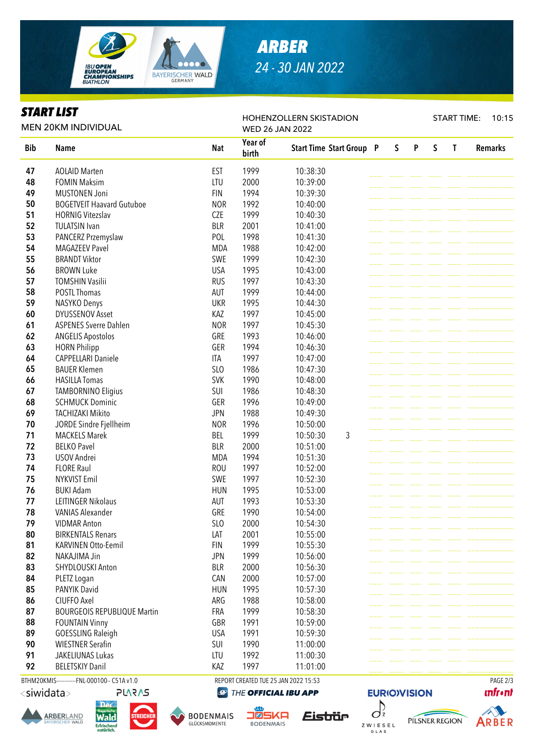# ARBER

24 - 30 JAN 2022

## START LIST

MEN 20KM INDIVIDUAL

HOHENZOLLERN SKISTADION
WED 26 JAN 2022

START TIME: 10:15

| Bib | Name | Nat | Year of birth | Start Time | Start Group | P | S | P | S | T | Remarks |
|---|---|---|---|---|---|---|---|---|---|---|---|
| 47 | AOLAID Marten | EST | 1999 | 10:38:30 | | | | | | | |
| 48 | FOMIN Maksim | LTU | 2000 | 10:39:00 | | | | | | | |
| 49 | MUSTONEN Joni | FIN | 1994 | 10:39:30 | | | | | | | |
| 50 | BOGETVEIT Haavard Gutuboe | NOR | 1992 | 10:40:00 | | | | | | | |
| 51 | HORNIG Vitezslav | CZE | 1999 | 10:40:30 | | | | | | | |
| 52 | TULATSIN Ivan | BLR | 2001 | 10:41:00 | | | | | | | |
| 53 | PANCERZ Przemyslaw | POL | 1998 | 10:41:30 | | | | | | | |
| 54 | MAGAZEEV Pavel | MDA | 1988 | 10:42:00 | | | | | | | |
| 55 | BRANDT Viktor | SWE | 1999 | 10:42:30 | | | | | | | |
| 56 | BROWN Luke | USA | 1995 | 10:43:00 | | | | | | | |
| 57 | TOMSHIN Vasilii | RUS | 1997 | 10:43:30 | | | | | | | |
| 58 | POSTL Thomas | AUT | 1999 | 10:44:00 | | | | | | | |
| 59 | NASYKO Denys | UKR | 1995 | 10:44:30 | | | | | | | |
| 60 | DYUSSENOV Asset | KAZ | 1997 | 10:45:00 | | | | | | | |
| 61 | ASPENES Sverre Dahlen | NOR | 1997 | 10:45:30 | | | | | | | |
| 62 | ANGELIS Apostolos | GRE | 1993 | 10:46:00 | | | | | | | |
| 63 | HORN Philipp | GER | 1994 | 10:46:30 | | | | | | | |
| 64 | CAPPELLARI Daniele | ITA | 1997 | 10:47:00 | | | | | | | |
| 65 | BAUER Klemen | SLO | 1986 | 10:47:30 | | | | | | | |
| 66 | HASILLA Tomas | SVK | 1990 | 10:48:00 | | | | | | | |
| 67 | TAMBORNINO Eligius | SUI | 1986 | 10:48:30 | | | | | | | |
| 68 | SCHMUCK Dominic | GER | 1996 | 10:49:00 | | | | | | | |
| 69 | TACHIZAKI Mikito | JPN | 1988 | 10:49:30 | | | | | | | |
| 70 | JORDE Sindre Fjellheim | NOR | 1996 | 10:50:00 | | | | | | | |
| 71 | MACKELS Marek | BEL | 1999 | 10:50:30 | 3 | | | | | | |
| 72 | BELKO Pavel | BLR | 2000 | 10:51:00 | | | | | | | |
| 73 | USOV Andrei | MDA | 1994 | 10:51:30 | | | | | | | |
| 74 | FLORE Raul | ROU | 1997 | 10:52:00 | | | | | | | |
| 75 | NYKVIST Emil | SWE | 1997 | 10:52:30 | | | | | | | |
| 76 | BUKI Adam | HUN | 1995 | 10:53:00 | | | | | | | |
| 77 | LEITINGER Nikolaus | AUT | 1993 | 10:53:30 | | | | | | | |
| 78 | VANIAS Alexander | GRE | 1990 | 10:54:00 | | | | | | | |
| 79 | VIDMAR Anton | SLO | 2000 | 10:54:30 | | | | | | | |
| 80 | BIRKENTALS Renars | LAT | 2001 | 10:55:00 | | | | | | | |
| 81 | KARVINEN Otto-Eemil | FIN | 1999 | 10:55:30 | | | | | | | |
| 82 | NAKAJIMA Jin | JPN | 1999 | 10:56:00 | | | | | | | |
| 83 | SHYDLOUSKI Anton | BLR | 2000 | 10:56:30 | | | | | | | |
| 84 | PLETZ Logan | CAN | 2000 | 10:57:00 | | | | | | | |
| 85 | PANYIK David | HUN | 1995 | 10:57:30 | | | | | | | |
| 86 | CIUFFO Axel | ARG | 1988 | 10:58:00 | | | | | | | |
| 87 | BOURGEOIS REPUBLIQUE Martin | FRA | 1999 | 10:58:30 | | | | | | | |
| 88 | FOUNTAIN Vinny | GBR | 1991 | 10:59:00 | | | | | | | |
| 89 | GOESSLING Raleigh | USA | 1991 | 10:59:30 | | | | | | | |
| 90 | WIESTNER Serafin | SUI | 1990 | 11:00:00 | | | | | | | |
| 91 | JAKELIUNAS Lukas | LTU | 1992 | 11:00:30 | | | | | | | |
| 92 | BELETSKIY Danil | KAZ | 1997 | 11:01:00 | | | | | | | |

BTHM20KMIS-----------FNL-000100-- C51A v1.0 REPORT CREATED TUE 25 JAN 2022 15:53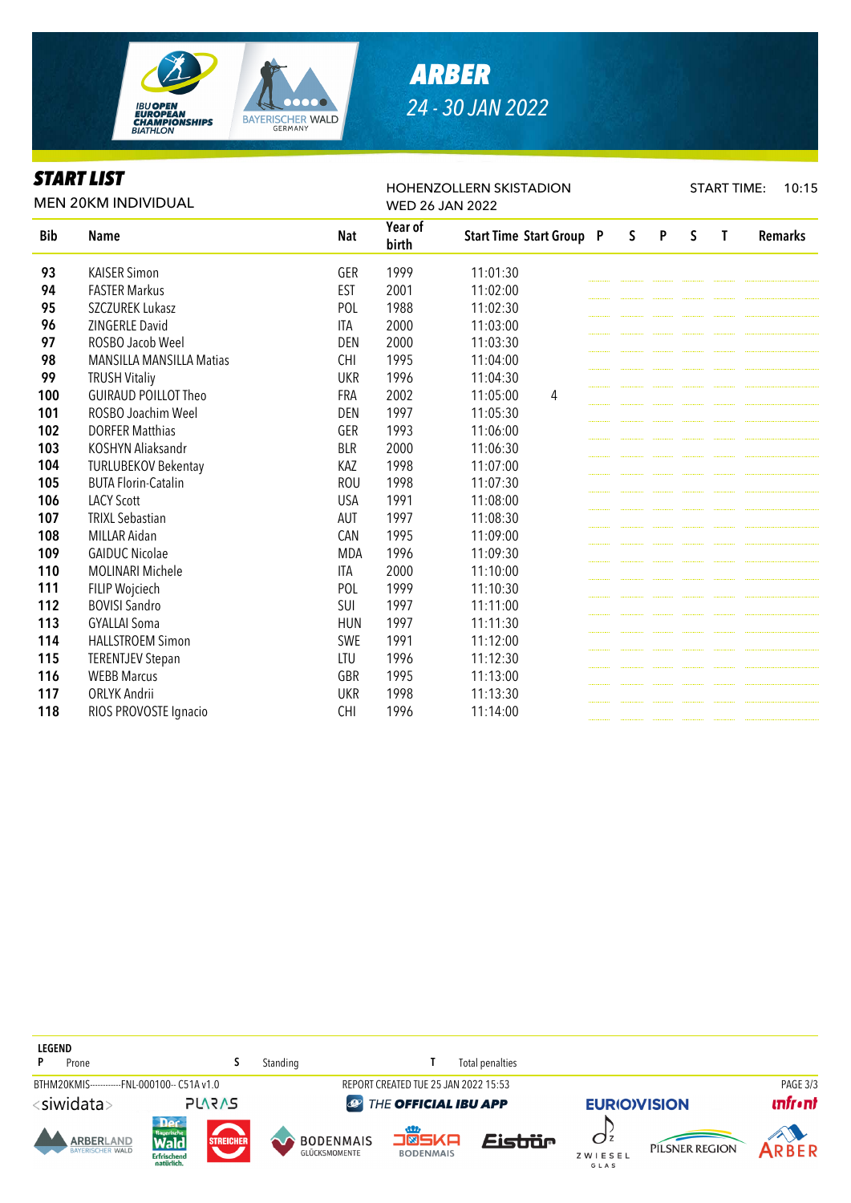# ARBER

24 - 30 JAN 2022

## START LIST

MEN 20KM INDIVIDUAL

HOHENZOLLERN SKISTADION
WED 26 JAN 2022

START TIME: 10:15

| Bib | Name | Nat | Year of birth | Start Time | Start Group | P | S | P | S | T | Remarks |
|---|---|---|---|---|---|---|---|---|---|---|---|
| 93 | KAISER Simon | GER | 1999 | 11:01:30 | | | | | | | |
| 94 | FASTER Markus | EST | 2001 | 11:02:00 | | | | | | | |
| 95 | SZCZUREK Lukasz | POL | 1988 | 11:02:30 | | | | | | | |
| 96 | ZINGERLE David | ITA | 2000 | 11:03:00 | | | | | | | |
| 97 | ROSBO Jacob Weel | DEN | 2000 | 11:03:30 | | | | | | | |
| 98 | MANSILLA MANSILLA Matias | CHI | 1995 | 11:04:00 | | | | | | | |
| 99 | TRUSH Vitaliy | UKR | 1996 | 11:04:30 | | | | | | | |
| 100 | GUIRAUD POILLOT Theo | FRA | 2002 | 11:05:00 | 4 | | | | | | |
| 101 | ROSBO Joachim Weel | DEN | 1997 | 11:05:30 | | | | | | | |
| 102 | DORFER Matthias | GER | 1993 | 11:06:00 | | | | | | | |
| 103 | KOSHYN Aliaksandr | BLR | 2000 | 11:06:30 | | | | | | | |
| 104 | TURLUBEKOV Bekentay | KAZ | 1998 | 11:07:00 | | | | | | | |
| 105 | BUTA Florin-Catalin | ROU | 1998 | 11:07:30 | | | | | | | |
| 106 | LACY Scott | USA | 1991 | 11:08:00 | | | | | | | |
| 107 | TRIXL Sebastian | AUT | 1997 | 11:08:30 | | | | | | | |
| 108 | MILLAR Aidan | CAN | 1995 | 11:09:00 | | | | | | | |
| 109 | GAIDUC Nicolae | MDA | 1996 | 11:09:30 | | | | | | | |
| 110 | MOLINARI Michele | ITA | 2000 | 11:10:00 | | | | | | | |
| 111 | FILIP Wojciech | POL | 1999 | 11:10:30 | | | | | | | |
| 112 | BOVISI Sandro | SUI | 1997 | 11:11:00 | | | | | | | |
| 113 | GYALLAI Soma | HUN | 1997 | 11:11:30 | | | | | | | |
| 114 | HALLSTROEM Simon | SWE | 1991 | 11:12:00 | | | | | | | |
| 115 | TERENTJEV Stepan | LTU | 1996 | 11:12:30 | | | | | | | |
| 116 | WEBB Marcus | GBR | 1995 | 11:13:00 | | | | | | | |
| 117 | ORLYK Andrii | UKR | 1998 | 11:13:30 | | | | | | | |
| 118 | RIOS PROVOSTE Ignacio | CHI | 1996 | 11:14:00 | | | | | | | |

**LEGEND**
P Prone S Standing T Total penalties

BTHM20KMIS------------FNL-000100-- C51A v1.0 REPORT CREATED TUE 25 JAN 2022 15:53